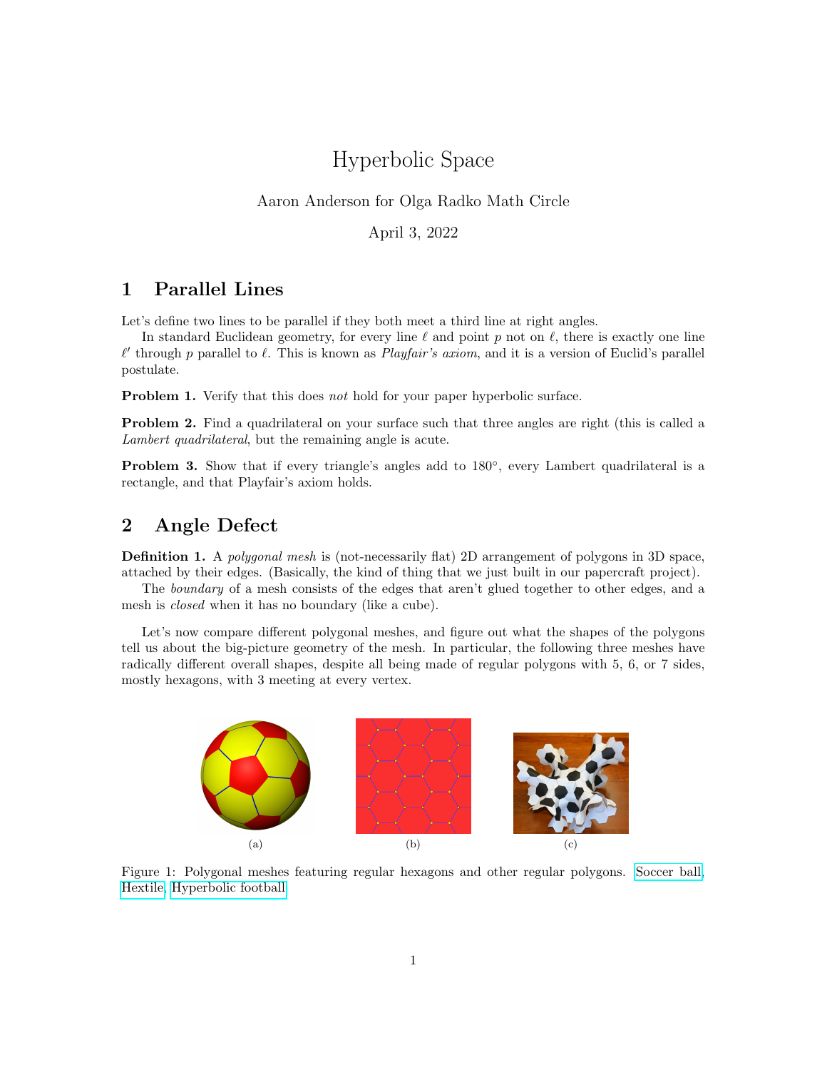# Hyperbolic Space

Aaron Anderson for Olga Radko Math Circle

April 3, 2022

## 1 Parallel Lines

Let's define two lines to be parallel if they both meet a third line at right angles.

In standard Euclidean geometry, for every line $\ell$ and point $p$ not on $\ell$, there is exactly one line $\ell'$ through $p$ parallel to $\ell$. This is known as *Playfair's axiom*, and it is a version of Euclid's parallel postulate.

**Problem 1.** Verify that this does *not* hold for your paper hyperbolic surface.

**Problem 2.** Find a quadrilateral on your surface such that three angles are right (this is called a *Lambert quadrilateral*, but the remaining angle is acute.

**Problem 3.** Show that if every triangle's angles add to 180°, every Lambert quadrilateral is a rectangle, and that Playfair's axiom holds.

## 2 Angle Defect

**Definition 1.** A *polygonal mesh* is (not-necessarily flat) 2D arrangement of polygons in 3D space, attached by their edges. (Basically, the kind of thing that we just built in our papercraft project).

The *boundary* of a mesh consists of the edges that aren't glued together to other edges, and a mesh is *closed* when it has no boundary (like a cube).

Let's now compare different polygonal meshes, and figure out what the shapes of the polygons tell us about the big-picture geometry of the mesh. In particular, the following three meshes have radically different overall shapes, despite all being made of regular polygons with 5, 6, or 7 sides, mostly hexagons, with 3 meeting at every vertex.

(a) (b) (c)

Figure 1: Polygonal meshes featuring regular hexagons and other regular polygons. Soccer ball, Hextile, Hyperbolic football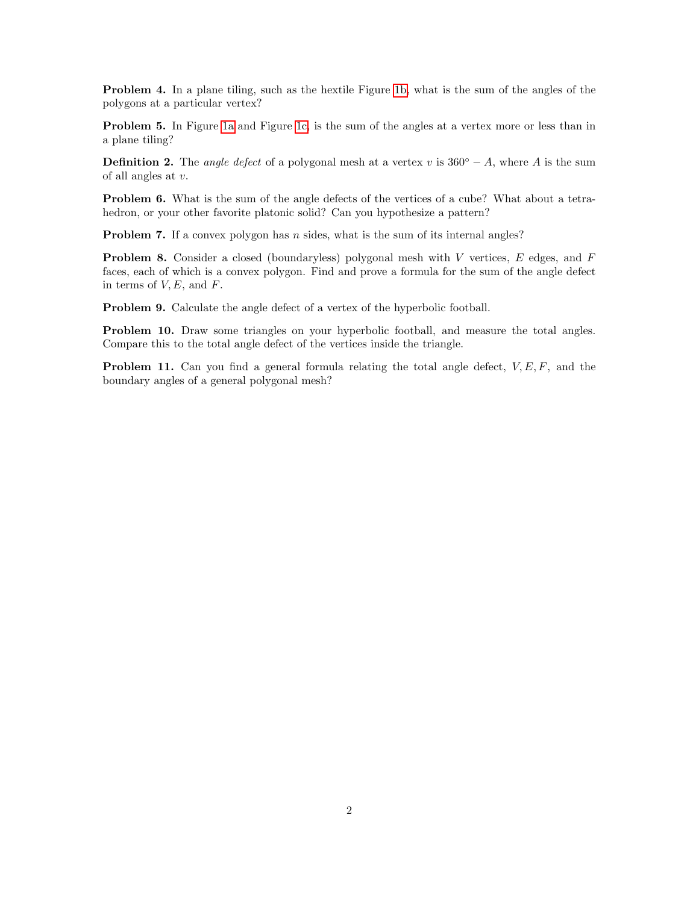**Problem 4.** In a plane tiling, such as the hextile Figure 1b, what is the sum of the angles of the polygons at a particular vertex?

**Problem 5.** In Figure 1a and Figure 1c, is the sum of the angles at a vertex more or less than in a plane tiling?

**Definition 2.** The *angle defect* of a polygonal mesh at a vertex $v$ is $360^\circ - A$, where $A$ is the sum of all angles at $v$.

**Problem 6.** What is the sum of the angle defects of the vertices of a cube? What about a tetrahedron, or your other favorite platonic solid? Can you hypothesize a pattern?

**Problem 7.** If a convex polygon has $n$ sides, what is the sum of its internal angles?

**Problem 8.** Consider a closed (boundaryless) polygonal mesh with $V$ vertices, $E$ edges, and $F$ faces, each of which is a convex polygon. Find and prove a formula for the sum of the angle defect in terms of $V, E$, and $F$.

**Problem 9.** Calculate the angle defect of a vertex of the hyperbolic football.

**Problem 10.** Draw some triangles on your hyperbolic football, and measure the total angles. Compare this to the total angle defect of the vertices inside the triangle.

**Problem 11.** Can you find a general formula relating the total angle defect, $V, E, F$, and the boundary angles of a general polygonal mesh?